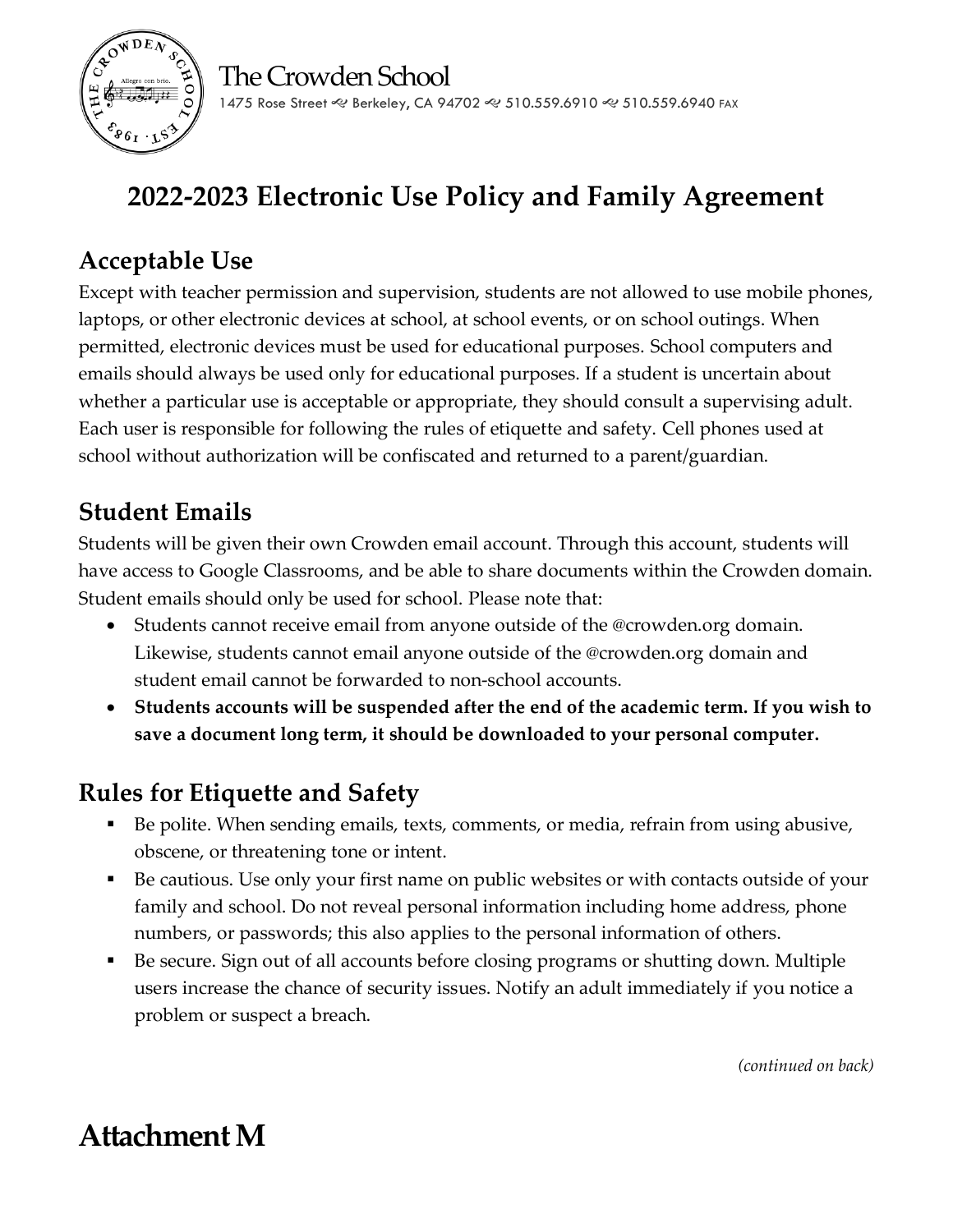The Crowden School

1475 Rose Street ~ Berkeley, CA 94702 ~ 510.559.6910 ~ 510.559.6940 FAX

# 2022-2023 Electronic Use Policy and Family Agreement

## Acceptable Use

Except with teacher permission and supervision, students are not allowed to use mobile phones, laptops, or other electronic devices at school, at school events, or on school outings. When permitted, electronic devices must be used for educational purposes. School computers and emails should always be used only for educational purposes. If a student is uncertain about whether a particular use is acceptable or appropriate, they should consult a supervising adult. Each user is responsible for following the rules of etiquette and safety. Cell phones used at school without authorization will be confiscated and returned to a parent/guardian.

## Student Emails

Students will be given their own Crowden email account. Through this account, students will have access to Google Classrooms, and be able to share documents within the Crowden domain. Student emails should only be used for school. Please note that:

- Students cannot receive email from anyone outside of the @crowden.org domain. Likewise, students cannot email anyone outside of the @crowden.org domain and student email cannot be forwarded to non-school accounts.
- **Students accounts will be suspended after the end of the academic term. If you wish to save a document long term, it should be downloaded to your personal computer.**

## Rules for Etiquette and Safety

- Be polite. When sending emails, texts, comments, or media, refrain from using abusive, obscene, or threatening tone or intent.
- Be cautious. Use only your first name on public websites or with contacts outside of your family and school. Do not reveal personal information including home address, phone numbers, or passwords; this also applies to the personal information of others.
- Be secure. Sign out of all accounts before closing programs or shutting down. Multiple users increase the chance of security issues. Notify an adult immediately if you notice a problem or suspect a breach.

*(continued on back)*

# Attachment M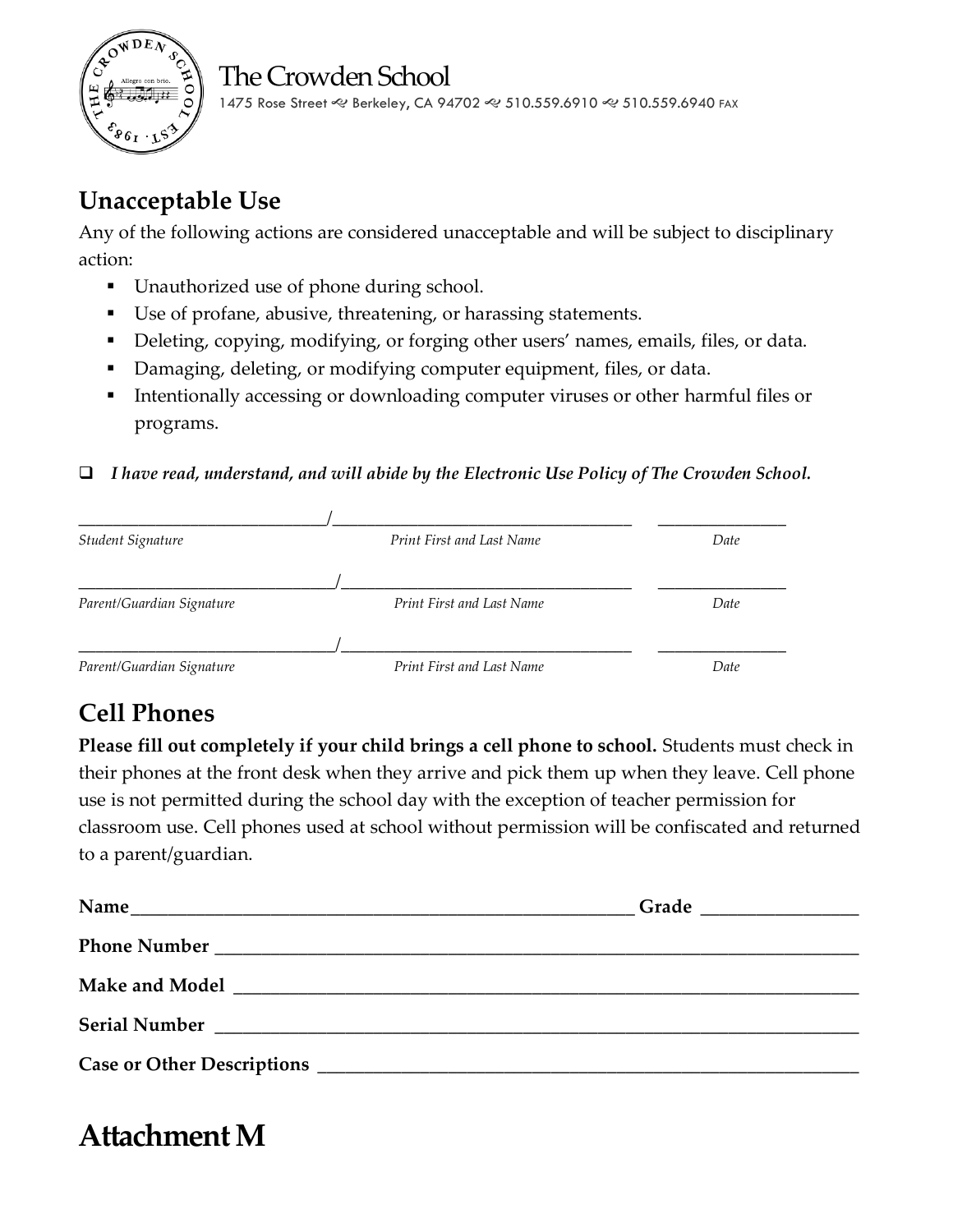The Crowden School

1475 Rose Street ~ Berkeley, CA 94702 ~ 510.559.6910 ~ 510.559.6940 FAX

## Unacceptable Use

Any of the following actions are considered unacceptable and will be subject to disciplinary action:

- Unauthorized use of phone during school.
- Use of profane, abusive, threatening, or harassing statements.
- Deleting, copying, modifying, or forging other users' names, emails, files, or data.
- Damaging, deleting, or modifying computer equipment, files, or data.
- Intentionally accessing or downloading computer viruses or other harmful files or programs.

☐ ***I have read, understand, and will abide by the Electronic Use Policy of The Crowden School.***

_____________________________/___________________________________ _______________

*Student Signature* *Print First and Last Name* *Date*

_____________________________/___________________________________ _______________

*Parent/Guardian Signature* *Print First and Last Name* *Date*

_____________________________/___________________________________ _______________

*Parent/Guardian Signature* *Print First and Last Name* *Date*

## Cell Phones

**Please fill out completely if your child brings a cell phone to school.** Students must check in their phones at the front desk when they arrive and pick them up when they leave. Cell phone use is not permitted during the school day with the exception of teacher permission for classroom use. Cell phones used at school without permission will be confiscated and returned to a parent/guardian.

**Name**_________________________________________________________ **Grade** ________________

**Phone Number** ______________________________________________________________________

**Make and Model** ____________________________________________________________________

**Serial Number** ______________________________________________________________________

**Case or Other Descriptions** ____________________________________________________________

# Attachment M